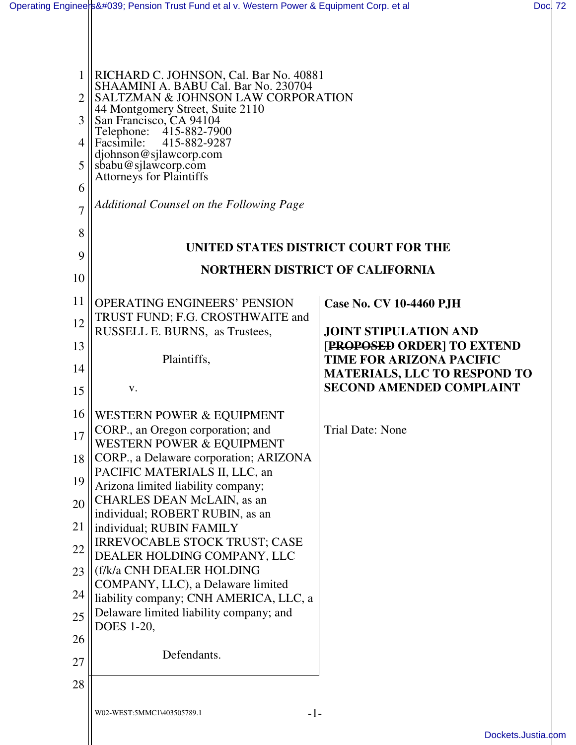RICHARD C. JOHNSON, Cal. Bar No. 40881
SHAAMINI A. BABU Cal. Bar No. 230704
SALTZMAN & JOHNSON LAW CORPORATION
44 Montgomery Street, Suite 2110
San Francisco, CA 94104
Telephone: 415-882-7900
Facsimile: 415-882-9287
djohnson@sjlawcorp.com
sbabu@sjlawcorp.com
Attorneys for Plaintiffs

*Additional Counsel on the Following Page*

**UNITED STATES DISTRICT COURT FOR THE**

**NORTHERN DISTRICT OF CALIFORNIA**

| | |
|---|---|
| OPERATING ENGINEERS' PENSION TRUST FUND; F.G. CROSTHWAITE and RUSSELL E. BURNS, as Trustees,<br><br>Plaintiffs,<br><br>v.<br><br>WESTERN POWER & EQUIPMENT CORP., an Oregon corporation; and WESTERN POWER & EQUIPMENT CORP., a Delaware corporation; ARIZONA PACIFIC MATERIALS II, LLC, an Arizona limited liability company; CHARLES DEAN McLAIN, as an individual; ROBERT RUBIN, as an individual; RUBIN FAMILY IRREVOCABLE STOCK TRUST; CASE DEALER HOLDING COMPANY, LLC (f/k/a CNH DEALER HOLDING COMPANY, LLC), a Delaware limited liability company; CNH AMERICA, LLC, a Delaware limited liability company; and DOES 1-20,<br><br>Defendants. | **Case No. CV 10-4460 PJH**<br><br>**JOINT STIPULATION AND [~~PROPOSED~~ ORDER] TO EXTEND TIME FOR ARIZONA PACIFIC MATERIALS, LLC TO RESPOND TO SECOND AMENDED COMPLAINT**<br><br>Trial Date: None |

W02-WEST:5MMC1\403505789.1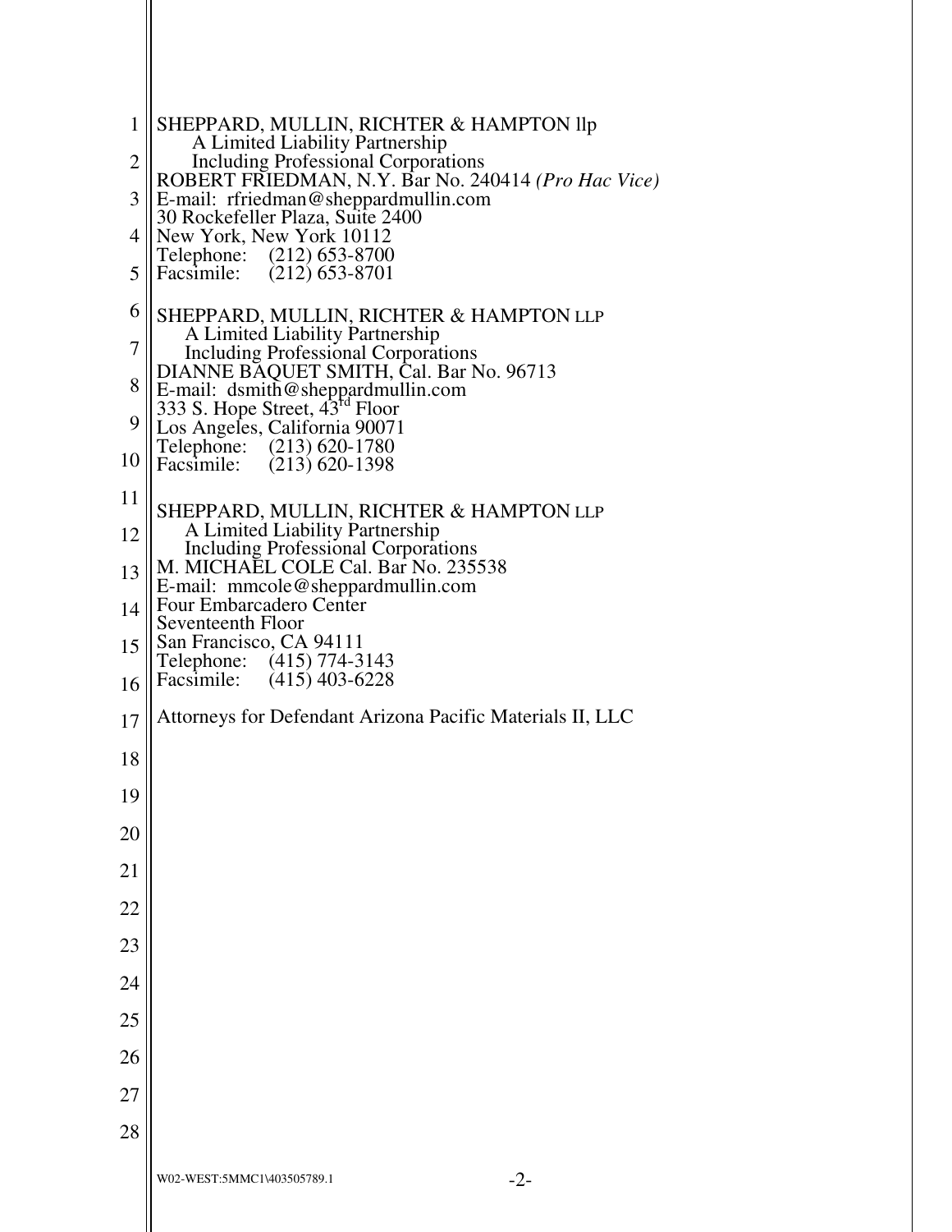SHEPPARD, MULLIN, RICHTER & HAMPTON llp
A Limited Liability Partnership
Including Professional Corporations
ROBERT FRIEDMAN, N.Y. Bar No. 240414 *(Pro Hac Vice)*
E-mail: rfriedman@sheppardmullin.com
30 Rockefeller Plaza, Suite 2400
New York, New York 10112
Telephone: (212) 653-8700
Facsimile: (212) 653-8701

SHEPPARD, MULLIN, RICHTER & HAMPTON LLP
A Limited Liability Partnership
Including Professional Corporations
DIANNE BAQUET SMITH, Cal. Bar No. 96713
E-mail: dsmith@sheppardmullin.com
333 S. Hope Street, 43rd Floor
Los Angeles, California 90071
Telephone: (213) 620-1780
Facsimile: (213) 620-1398

SHEPPARD, MULLIN, RICHTER & HAMPTON LLP
A Limited Liability Partnership
Including Professional Corporations
M. MICHAEL COLE Cal. Bar No. 235538
E-mail: mmcole@sheppardmullin.com
Four Embarcadero Center
Seventeenth Floor
San Francisco, CA 94111
Telephone: (415) 774-3143
Facsimile: (415) 403-6228

Attorneys for Defendant Arizona Pacific Materials II, LLC

W02-WEST:5MMC1\403505789.1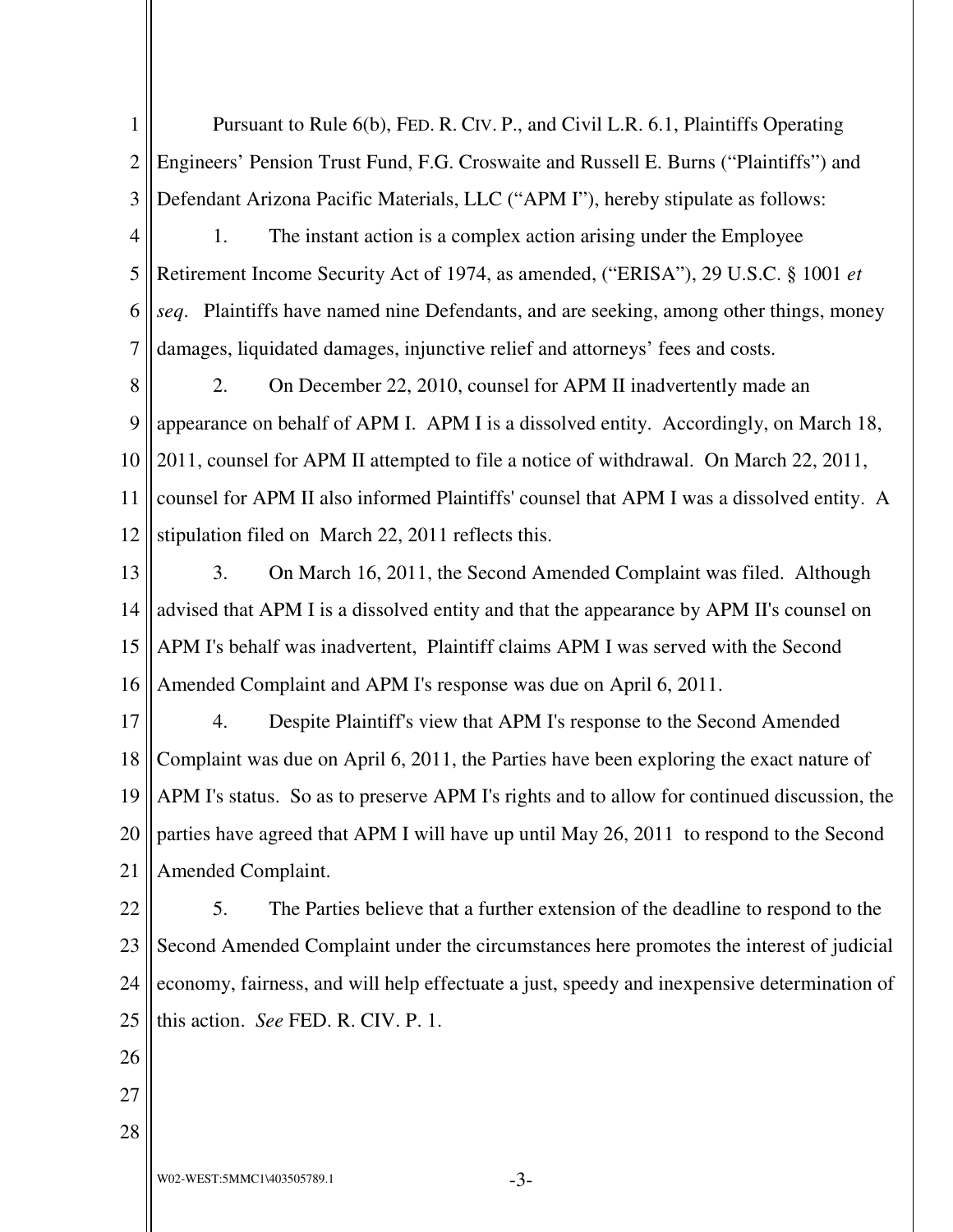Pursuant to Rule 6(b), FED. R. CIV. P., and Civil L.R. 6.1, Plaintiffs Operating Engineers' Pension Trust Fund, F.G. Croswaite and Russell E. Burns ("Plaintiffs") and Defendant Arizona Pacific Materials, LLC ("APM I"), hereby stipulate as follows:

1. The instant action is a complex action arising under the Employee Retirement Income Security Act of 1974, as amended, ("ERISA"), 29 U.S.C. § 1001 *et seq*. Plaintiffs have named nine Defendants, and are seeking, among other things, money damages, liquidated damages, injunctive relief and attorneys' fees and costs.

2. On December 22, 2010, counsel for APM II inadvertently made an appearance on behalf of APM I. APM I is a dissolved entity. Accordingly, on March 18, 2011, counsel for APM II attempted to file a notice of withdrawal. On March 22, 2011, counsel for APM II also informed Plaintiffs' counsel that APM I was a dissolved entity. A stipulation filed on March 22, 2011 reflects this.

3. On March 16, 2011, the Second Amended Complaint was filed. Although advised that APM I is a dissolved entity and that the appearance by APM II's counsel on APM I's behalf was inadvertent, Plaintiff claims APM I was served with the Second Amended Complaint and APM I's response was due on April 6, 2011.

4. Despite Plaintiff's view that APM I's response to the Second Amended Complaint was due on April 6, 2011, the Parties have been exploring the exact nature of APM I's status. So as to preserve APM I's rights and to allow for continued discussion, the parties have agreed that APM I will have up until May 26, 2011 to respond to the Second Amended Complaint.

5. The Parties believe that a further extension of the deadline to respond to the Second Amended Complaint under the circumstances here promotes the interest of judicial economy, fairness, and will help effectuate a just, speedy and inexpensive determination of this action. *See* FED. R. CIV. P. 1.

W02-WEST:5MMC1\403505789.1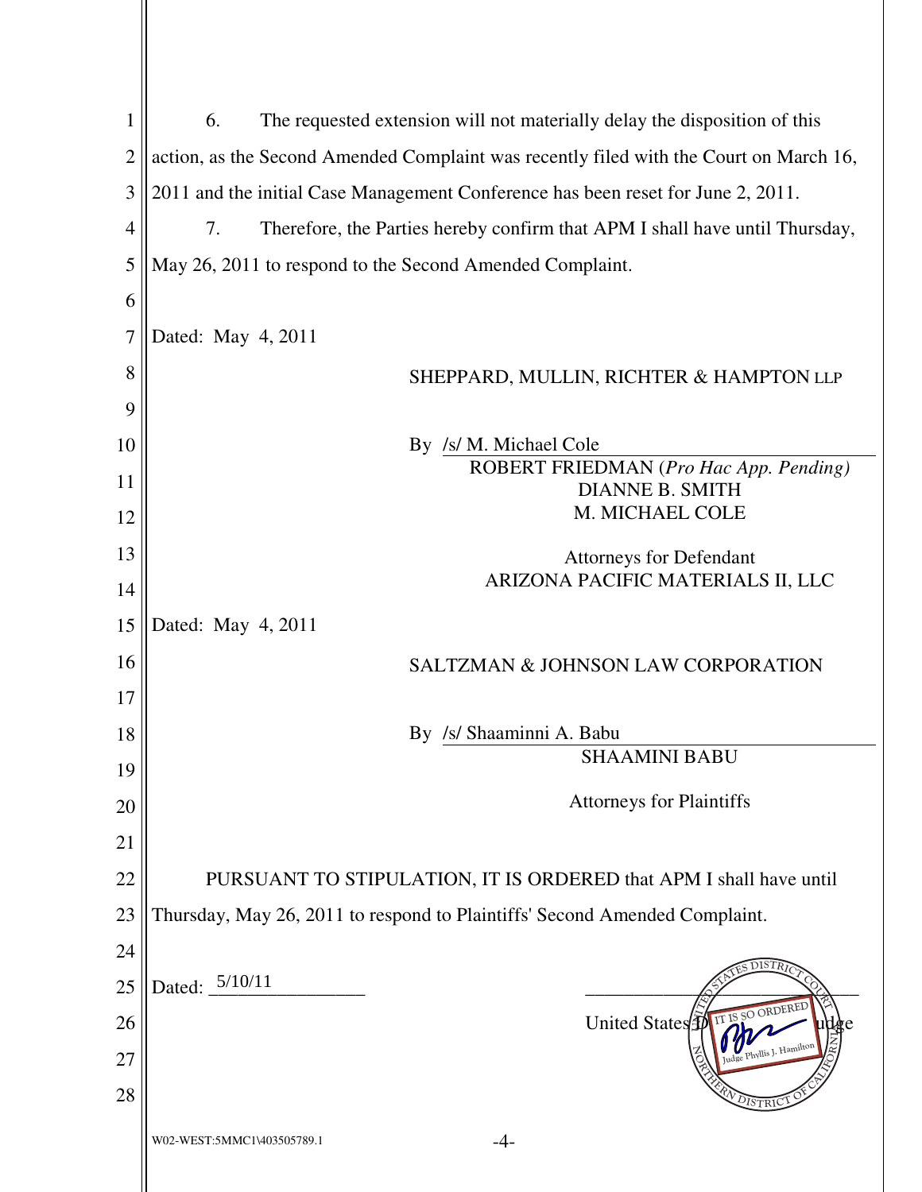6. The requested extension will not materially delay the disposition of this action, as the Second Amended Complaint was recently filed with the Court on March 16, 2011 and the initial Case Management Conference has been reset for June 2, 2011.

7. Therefore, the Parties hereby confirm that APM I shall have until Thursday, May 26, 2011 to respond to the Second Amended Complaint.

Dated: May 4, 2011

SHEPPARD, MULLIN, RICHTER & HAMPTON LLP

By /s/ M. Michael Cole
ROBERT FRIEDMAN (*Pro Hac App. Pending)*
DIANNE B. SMITH
M. MICHAEL COLE

Attorneys for Defendant
ARIZONA PACIFIC MATERIALS II, LLC

Dated: May 4, 2011

SALTZMAN & JOHNSON LAW CORPORATION

By /s/ Shaaminni A. Babu
SHAAMINI BABU

Attorneys for Plaintiffs

PURSUANT TO STIPULATION, IT IS ORDERED that APM I shall have until Thursday, May 26, 2011 to respond to Plaintiffs' Second Amended Complaint.

Dated: 5/10/11

United States District Judge

UNITED STATES DISTRICT COURT
IT IS SO ORDERED
Judge Phyllis J. Hamilton
NORTHERN DISTRICT OF CALIFORNIA

W02-WEST:5MMC1\403505789.1